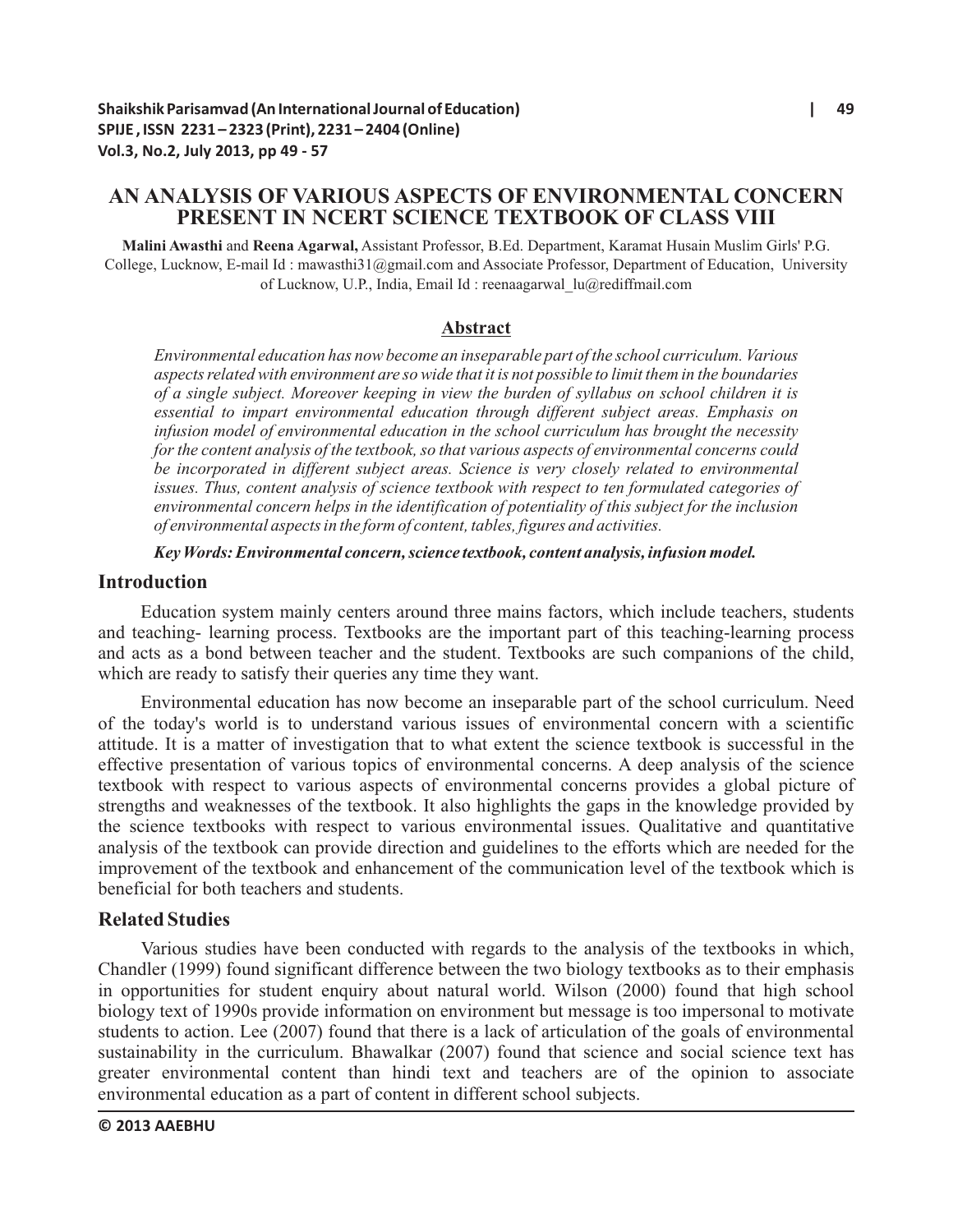# AN ANALYSIS OF VARIOUS ASPECTS OF ENVIRONMENTAL CONCERN PRESENT IN NCERT SCIENCE TEXTBOOK OF CLASS VIII

**Malini Awasthi** and **Reena Agarwal,** Assistant Professor, B.Ed. Department, Karamat Husain Muslim Girls' P.G. College, Lucknow, E-mail Id : mawasthi31@gmail.com and Associate Professor, Department of Education, University of Lucknow, U.P., India, Email Id : reenaagarwal_lu@rediffmail.com

## Abstract

*Environmental education has now become an inseparable part of the school curriculum. Various aspects related with environment are so wide that it is not possible to limit them in the boundaries of a single subject. Moreover keeping in view the burden of syllabus on school children it is essential to impart environmental education through different subject areas. Emphasis on infusion model of environmental education in the school curriculum has brought the necessity for the content analysis of the textbook, so that various aspects of environmental concerns could be incorporated in different subject areas. Science is very closely related to environmental issues. Thus, content analysis of science textbook with respect to ten formulated categories of environmental concern helps in the identification of potentiality of this subject for the inclusion of environmental aspects in the form of content, tables, figures and activities.*

***Key Words: Environmental concern, science textbook, content analysis, infusion model.***

## Introduction

Education system mainly centers around three mains factors, which include teachers, students and teaching- learning process. Textbooks are the important part of this teaching-learning process and acts as a bond between teacher and the student. Textbooks are such companions of the child, which are ready to satisfy their queries any time they want.

Environmental education has now become an inseparable part of the school curriculum. Need of the today's world is to understand various issues of environmental concern with a scientific attitude. It is a matter of investigation that to what extent the science textbook is successful in the effective presentation of various topics of environmental concerns. A deep analysis of the science textbook with respect to various aspects of environmental concerns provides a global picture of strengths and weaknesses of the textbook. It also highlights the gaps in the knowledge provided by the science textbooks with respect to various environmental issues. Qualitative and quantitative analysis of the textbook can provide direction and guidelines to the efforts which are needed for the improvement of the textbook and enhancement of the communication level of the textbook which is beneficial for both teachers and students.

## Related Studies

Various studies have been conducted with regards to the analysis of the textbooks in which, Chandler (1999) found significant difference between the two biology textbooks as to their emphasis in opportunities for student enquiry about natural world. Wilson (2000) found that high school biology text of 1990s provide information on environment but message is too impersonal to motivate students to action. Lee (2007) found that there is a lack of articulation of the goals of environmental sustainability in the curriculum. Bhawalkar (2007) found that science and social science text has greater environmental content than hindi text and teachers are of the opinion to associate environmental education as a part of content in different school subjects.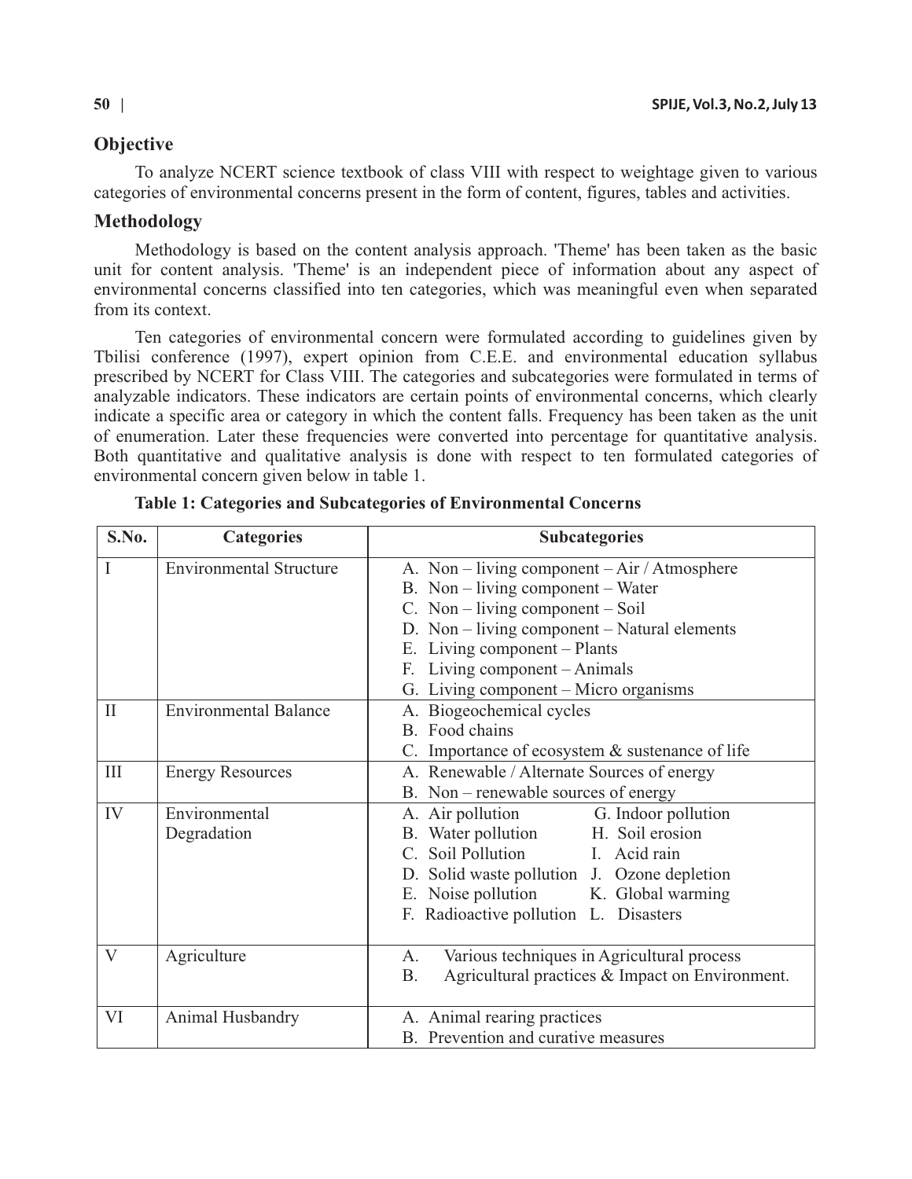## Objective

To analyze NCERT science textbook of class VIII with respect to weightage given to various categories of environmental concerns present in the form of content, figures, tables and activities.

## Methodology

Methodology is based on the content analysis approach. 'Theme' has been taken as the basic unit for content analysis. 'Theme' is an independent piece of information about any aspect of environmental concerns classified into ten categories, which was meaningful even when separated from its context.

Ten categories of environmental concern were formulated according to guidelines given by Tbilisi conference (1997), expert opinion from C.E.E. and environmental education syllabus prescribed by NCERT for Class VIII. The categories and subcategories were formulated in terms of analyzable indicators. These indicators are certain points of environmental concerns, which clearly indicate a specific area or category in which the content falls. Frequency has been taken as the unit of enumeration. Later these frequencies were converted into percentage for quantitative analysis. Both quantitative and qualitative analysis is done with respect to ten formulated categories of environmental concern given below in table 1.

**Table 1: Categories and Subcategories of Environmental Concerns**

| S.No. | Categories | Subcategories |
|---|---|---|
| I | Environmental Structure | A. Non – living component – Air / Atmosphere<br>B. Non – living component – Water<br>C. Non – living component – Soil<br>D. Non – living component – Natural elements<br>E. Living component – Plants<br>F. Living component – Animals<br>G. Living component – Micro organisms |
| II | Environmental Balance | A. Biogeochemical cycles<br>B. Food chains<br>C. Importance of ecosystem & sustenance of life |
| III | Energy Resources | A. Renewable / Alternate Sources of energy<br>B. Non – renewable sources of energy |
| IV | Environmental Degradation | A. Air pollution<br>B. Water pollution<br>C. Soil Pollution<br>D. Solid waste pollution<br>E. Noise pollution<br>F. Radioactive pollution<br>G. Indoor pollution<br>H. Soil erosion<br>I. Acid rain<br>J. Ozone depletion<br>K. Global warming<br>L. Disasters |
| V | Agriculture | A. Various techniques in Agricultural process<br>B. Agricultural practices & Impact on Environment. |
| VI | Animal Husbandry | A. Animal rearing practices<br>B. Prevention and curative measures |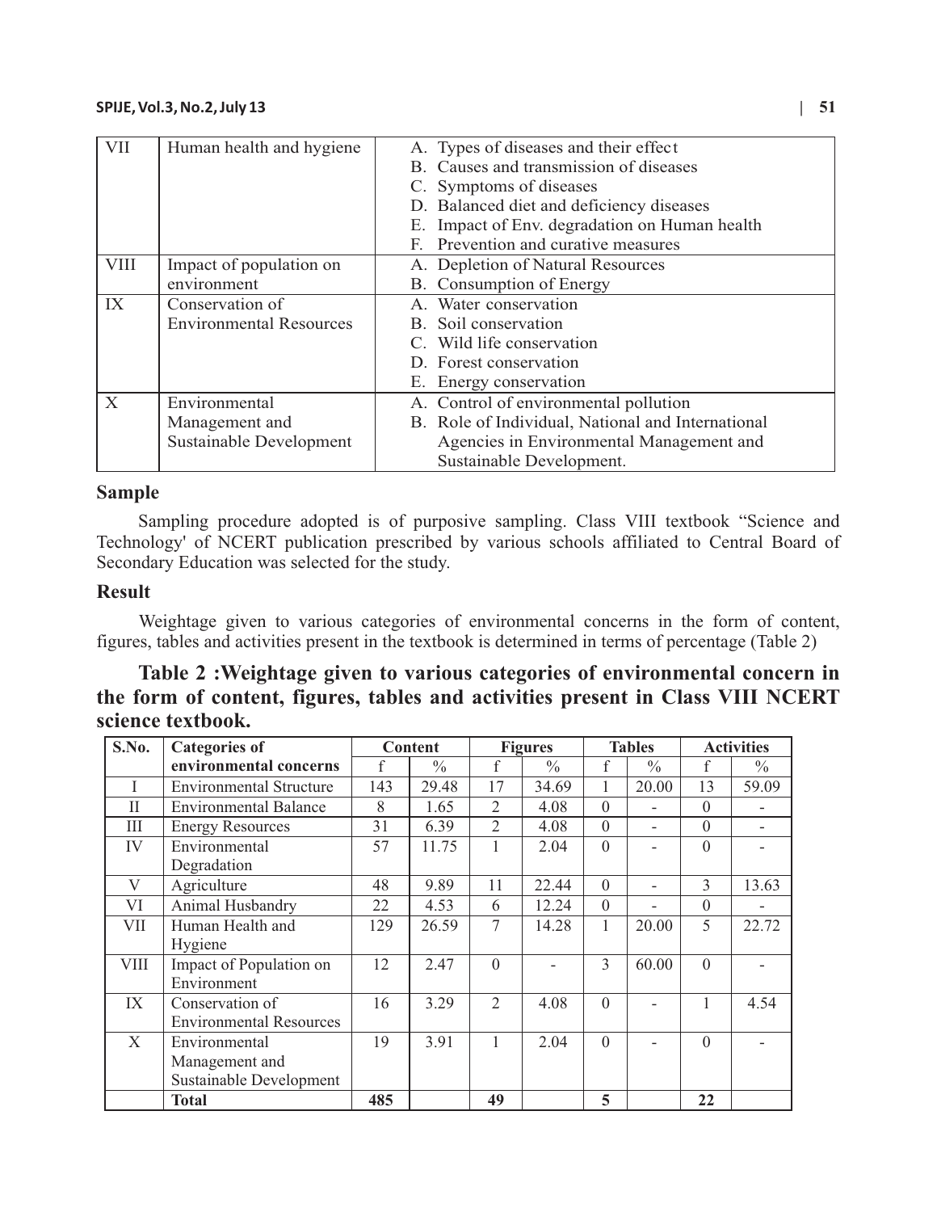| VII | Human health and hygiene | A. Types of diseases and their effect<br>B. Causes and transmission of diseases<br>C. Symptoms of diseases<br>D. Balanced diet and deficiency diseases<br>E. Impact of Env. degradation on Human health<br>F. Prevention and curative measures |
|---|---|---|
| VIII | Impact of population on environment | A. Depletion of Natural Resources<br>B. Consumption of Energy |
| IX | Conservation of Environmental Resources | A. Water conservation<br>B. Soil conservation<br>C. Wild life conservation<br>D. Forest conservation<br>E. Energy conservation |
| X | Environmental Management and Sustainable Development | A. Control of environmental pollution<br>B. Role of Individual, National and International Agencies in Environmental Management and Sustainable Development. |

## Sample

Sampling procedure adopted is of purposive sampling. Class VIII textbook "Science and Technology' of NCERT publication prescribed by various schools affiliated to Central Board of Secondary Education was selected for the study.

## Result

Weightage given to various categories of environmental concerns in the form of content, figures, tables and activities present in the textbook is determined in terms of percentage (Table 2)

**Table 2 :Weightage given to various categories of environmental concern in the form of content, figures, tables and activities present in Class VIII NCERT science textbook.**

| S.No. | Categories of environmental concerns | Content | | Figures | | Tables | | Activities | |
|---|---|---|---|---|---|---|---|---|---|
| | | f | % | f | % | f | % | f | % |
| I | Environmental Structure | 143 | 29.48 | 17 | 34.69 | 1 | 20.00 | 13 | 59.09 |
| II | Environmental Balance | 8 | 1.65 | 2 | 4.08 | 0 | - | 0 | - |
| III | Energy Resources | 31 | 6.39 | 2 | 4.08 | 0 | - | 0 | - |
| IV | Environmental Degradation | 57 | 11.75 | 1 | 2.04 | 0 | - | 0 | - |
| V | Agriculture | 48 | 9.89 | 11 | 22.44 | 0 | - | 3 | 13.63 |
| VI | Animal Husbandry | 22 | 4.53 | 6 | 12.24 | 0 | - | 0 | - |
| VII | Human Health and Hygiene | 129 | 26.59 | 7 | 14.28 | 1 | 20.00 | 5 | 22.72 |
| VIII | Impact of Population on Environment | 12 | 2.47 | 0 | - | 3 | 60.00 | 0 | - |
| IX | Conservation of Environmental Resources | 16 | 3.29 | 2 | 4.08 | 0 | - | 1 | 4.54 |
| X | Environmental Management and Sustainable Development | 19 | 3.91 | 1 | 2.04 | 0 | - | 0 | - |
| | **Total** | **485** | | **49** | | **5** | | **22** | |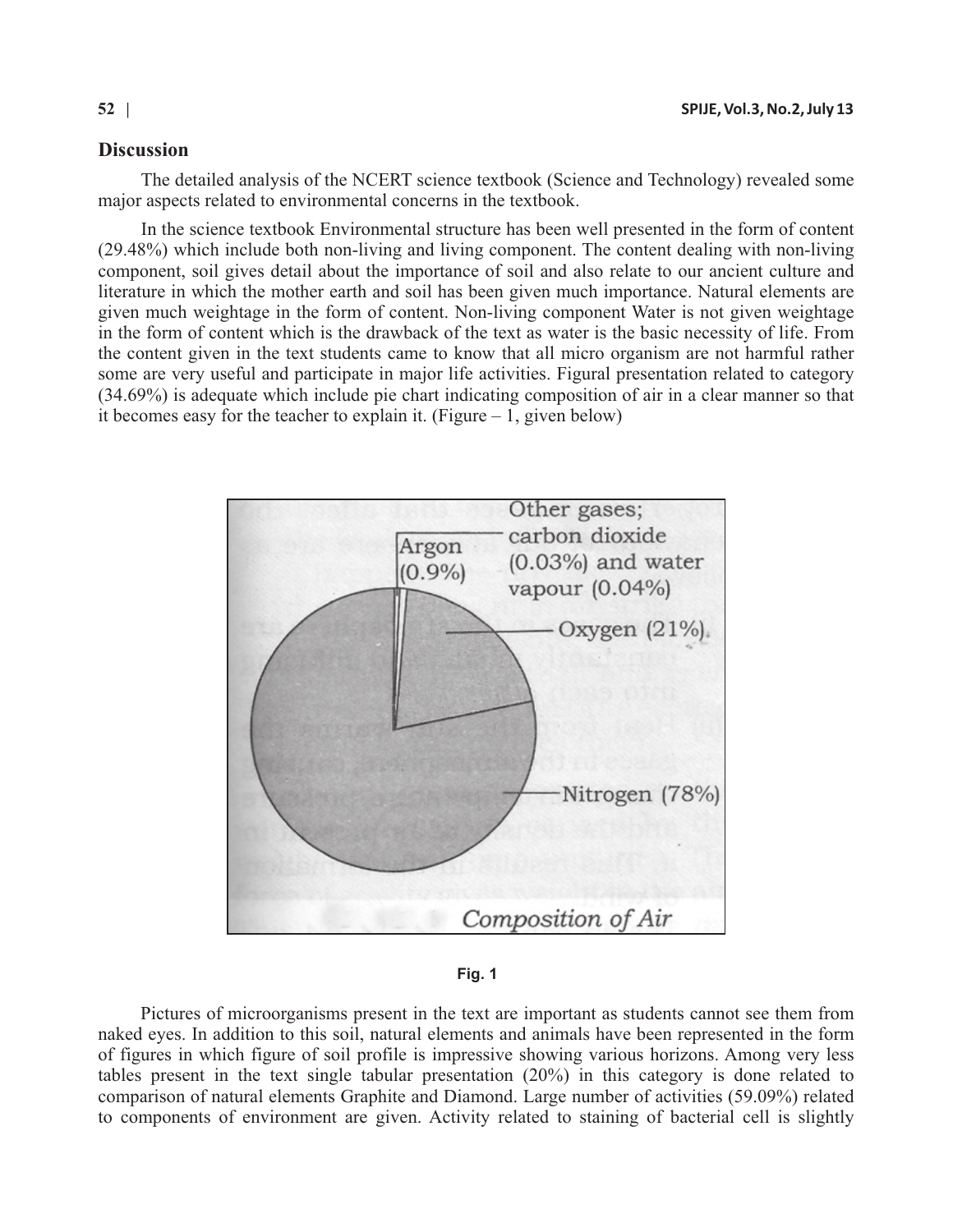## Discussion

The detailed analysis of the NCERT science textbook (Science and Technology) revealed some major aspects related to environmental concerns in the textbook.

In the science textbook Environmental structure has been well presented in the form of content (29.48%) which include both non-living and living component. The content dealing with non-living component, soil gives detail about the importance of soil and also relate to our ancient culture and literature in which the mother earth and soil has been given much importance. Natural elements are given much weightage in the form of content. Non-living component Water is not given weightage in the form of content which is the drawback of the text as water is the basic necessity of life. From the content given in the text students came to know that all micro organism are not harmful rather some are very useful and participate in major life activities. Figural presentation related to category (34.69%) is adequate which include pie chart indicating composition of air in a clear manner so that it becomes easy for the teacher to explain it. (Figure – 1, given below)

Fig. 1

Pictures of microorganisms present in the text are important as students cannot see them from naked eyes. In addition to this soil, natural elements and animals have been represented in the form of figures in which figure of soil profile is impressive showing various horizons. Among very less tables present in the text single tabular presentation (20%) in this category is done related to comparison of natural elements Graphite and Diamond. Large number of activities (59.09%) related to components of environment are given. Activity related to staining of bacterial cell is slightly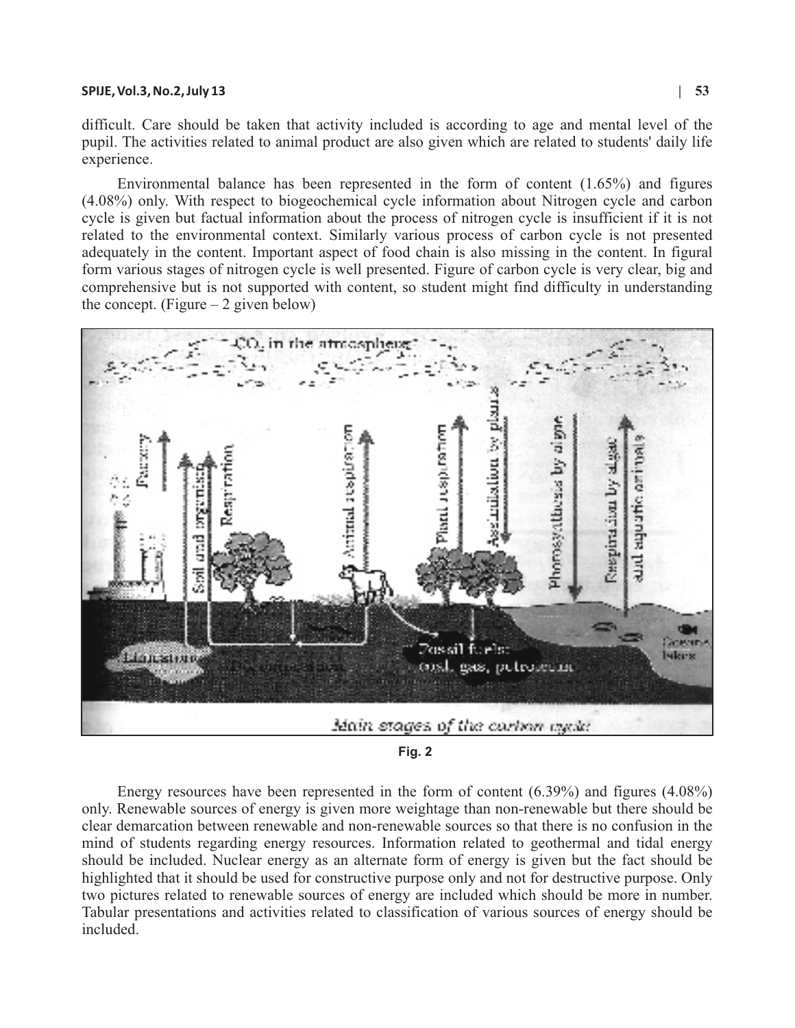difficult. Care should be taken that activity included is according to age and mental level of the pupil. The activities related to animal product are also given which are related to students' daily life experience.

Environmental balance has been represented in the form of content (1.65%) and figures (4.08%) only. With respect to biogeochemical cycle information about Nitrogen cycle and carbon cycle is given but factual information about the process of nitrogen cycle is insufficient if it is not related to the environmental context. Similarly various process of carbon cycle is not presented adequately in the content. Important aspect of food chain is also missing in the content. In figural form various stages of nitrogen cycle is well presented. Figure of carbon cycle is very clear, big and comprehensive but is not supported with content, so student might find difficulty in understanding the concept. (Figure – 2 given below)

**Fig. 2**

Energy resources have been represented in the form of content (6.39%) and figures (4.08%) only. Renewable sources of energy is given more weightage than non-renewable but there should be clear demarcation between renewable and non-renewable sources so that there is no confusion in the mind of students regarding energy resources. Information related to geothermal and tidal energy should be included. Nuclear energy as an alternate form of energy is given but the fact should be highlighted that it should be used for constructive purpose only and not for destructive purpose. Only two pictures related to renewable sources of energy are included which should be more in number. Tabular presentations and activities related to classification of various sources of energy should be included.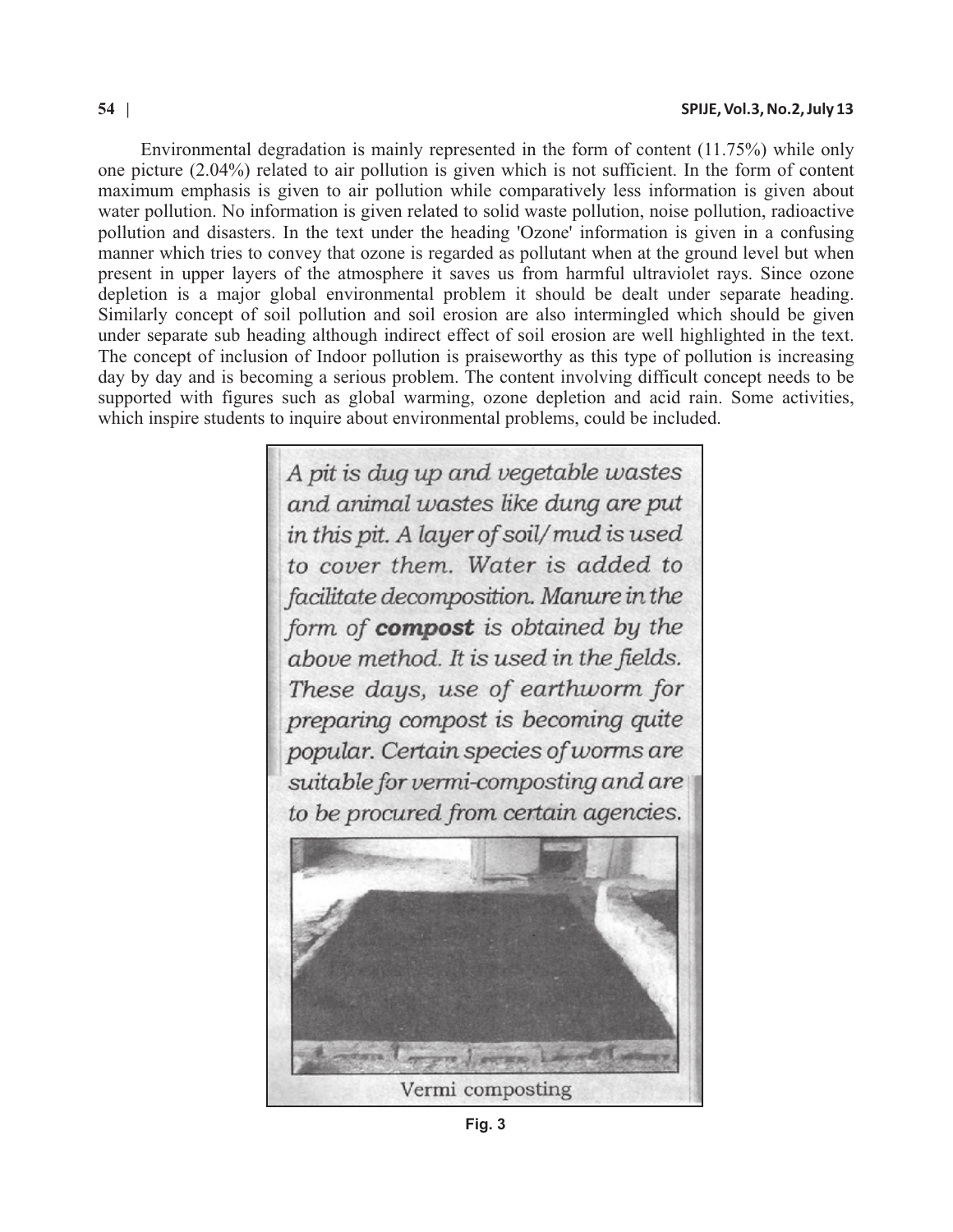Environmental degradation is mainly represented in the form of content (11.75%) while only one picture (2.04%) related to air pollution is given which is not sufficient. In the form of content maximum emphasis is given to air pollution while comparatively less information is given about water pollution. No information is given related to solid waste pollution, noise pollution, radioactive pollution and disasters. In the text under the heading 'Ozone' information is given in a confusing manner which tries to convey that ozone is regarded as pollutant when at the ground level but when present in upper layers of the atmosphere it saves us from harmful ultraviolet rays. Since ozone depletion is a major global environmental problem it should be dealt under separate heading. Similarly concept of soil pollution and soil erosion are also intermingled which should be given under separate sub heading although indirect effect of soil erosion are well highlighted in the text. The concept of inclusion of Indoor pollution is praiseworthy as this type of pollution is increasing day by day and is becoming a serious problem. The content involving difficult concept needs to be supported with figures such as global warming, ozone depletion and acid rain. Some activities, which inspire students to inquire about environmental problems, could be included.

*A pit is dug up and vegetable wastes and animal wastes like dung are put in this pit. A layer of soil/mud is used to cover them. Water is added to facilitate decomposition. Manure in the form of **compost** is obtained by the above method. It is used in the fields. These days, use of earthworm for preparing compost is becoming quite popular. Certain species of worms are suitable for vermi-composting and are to be procured from certain agencies.*

Vermi composting

**Fig. 3**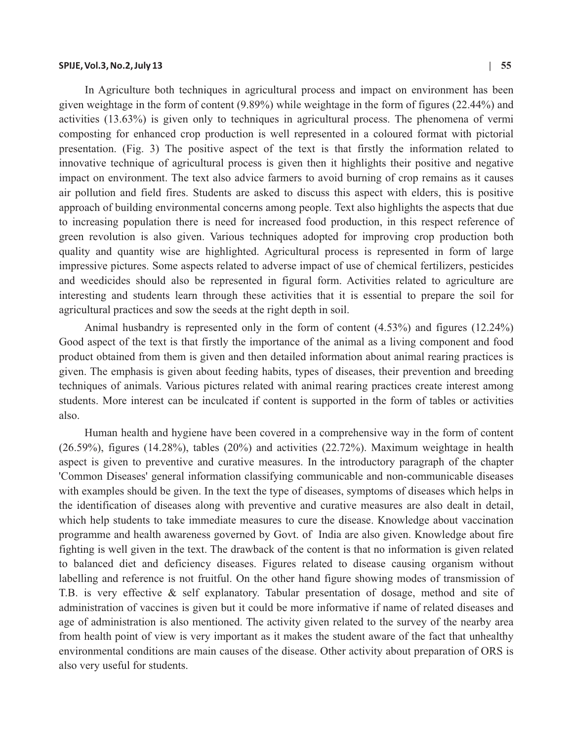In Agriculture both techniques in agricultural process and impact on environment has been given weightage in the form of content (9.89%) while weightage in the form of figures (22.44%) and activities (13.63%) is given only to techniques in agricultural process. The phenomena of vermi composting for enhanced crop production is well represented in a coloured format with pictorial presentation. (Fig. 3) The positive aspect of the text is that firstly the information related to innovative technique of agricultural process is given then it highlights their positive and negative impact on environment. The text also advice farmers to avoid burning of crop remains as it causes air pollution and field fires. Students are asked to discuss this aspect with elders, this is positive approach of building environmental concerns among people. Text also highlights the aspects that due to increasing population there is need for increased food production, in this respect reference of green revolution is also given. Various techniques adopted for improving crop production both quality and quantity wise are highlighted. Agricultural process is represented in form of large impressive pictures. Some aspects related to adverse impact of use of chemical fertilizers, pesticides and weedicides should also be represented in figural form. Activities related to agriculture are interesting and students learn through these activities that it is essential to prepare the soil for agricultural practices and sow the seeds at the right depth in soil.

Animal husbandry is represented only in the form of content (4.53%) and figures (12.24%) Good aspect of the text is that firstly the importance of the animal as a living component and food product obtained from them is given and then detailed information about animal rearing practices is given. The emphasis is given about feeding habits, types of diseases, their prevention and breeding techniques of animals. Various pictures related with animal rearing practices create interest among students. More interest can be inculcated if content is supported in the form of tables or activities also.

Human health and hygiene have been covered in a comprehensive way in the form of content (26.59%), figures (14.28%), tables (20%) and activities (22.72%). Maximum weightage in health aspect is given to preventive and curative measures. In the introductory paragraph of the chapter 'Common Diseases' general information classifying communicable and non-communicable diseases with examples should be given. In the text the type of diseases, symptoms of diseases which helps in the identification of diseases along with preventive and curative measures are also dealt in detail, which help students to take immediate measures to cure the disease. Knowledge about vaccination programme and health awareness governed by Govt. of India are also given. Knowledge about fire fighting is well given in the text. The drawback of the content is that no information is given related to balanced diet and deficiency diseases. Figures related to disease causing organism without labelling and reference is not fruitful. On the other hand figure showing modes of transmission of T.B. is very effective & self explanatory. Tabular presentation of dosage, method and site of administration of vaccines is given but it could be more informative if name of related diseases and age of administration is also mentioned. The activity given related to the survey of the nearby area from health point of view is very important as it makes the student aware of the fact that unhealthy environmental conditions are main causes of the disease. Other activity about preparation of ORS is also very useful for students.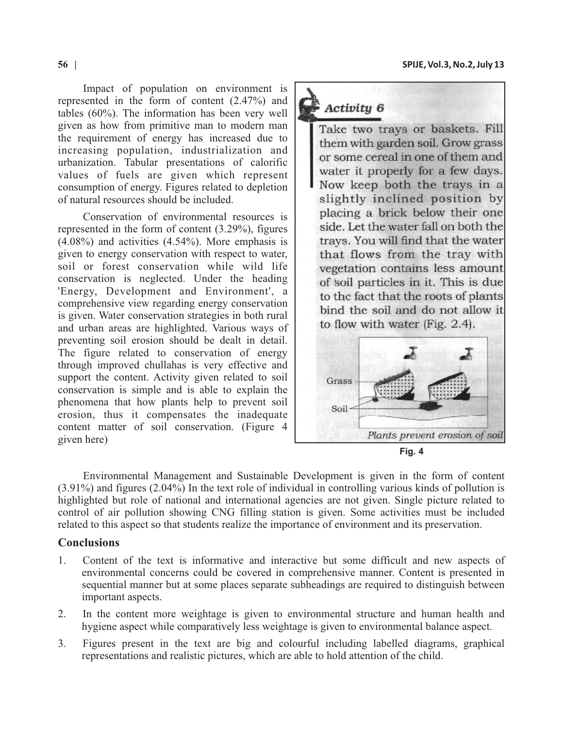Impact of population on environment is represented in the form of content (2.47%) and tables (60%). The information has been very well given as how from primitive man to modern man the requirement of energy has increased due to increasing population, industrialization and urbanization. Tabular presentations of calorific values of fuels are given which represent consumption of energy. Figures related to depletion of natural resources should be included.

Conservation of environmental resources is represented in the form of content (3.29%), figures (4.08%) and activities (4.54%). More emphasis is given to energy conservation with respect to water, soil or forest conservation while wild life conservation is neglected. Under the heading 'Energy, Development and Environment', a comprehensive view regarding energy conservation is given. Water conservation strategies in both rural and urban areas are highlighted. Various ways of preventing soil erosion should be dealt in detail. The figure related to conservation of energy through improved chullahas is very effective and support the content. Activity given related to soil conservation is simple and is able to explain the phenomena that how plants help to prevent soil erosion, thus it compensates the inadequate content matter of soil conservation. (Figure 4 given here)

> ***Activity 6***
>
> Take two trays or baskets. Fill them with garden soil. Grow grass or some cereal in one of them and water it properly for a few days. Now keep both the trays in a slightly inclined position by placing a brick below their one side. Let the water fall on both the trays. You will find that the water that flows from the tray with vegetation contains less amount of soil particles in it. This is due to the fact that the roots of plants bind the soil and do not allow it to flow with water (Fig. 2.4).
>
> Grass
>
> Soil
>
> *Plants prevent erosion of soil*

**Fig. 4**

Environmental Management and Sustainable Development is given in the form of content (3.91%) and figures (2.04%) In the text role of individual in controlling various kinds of pollution is highlighted but role of national and international agencies are not given. Single picture related to control of air pollution showing CNG filling station is given. Some activities must be included related to this aspect so that students realize the importance of environment and its preservation.

## Conclusions

1. Content of the text is informative and interactive but some difficult and new aspects of environmental concerns could be covered in comprehensive manner. Content is presented in sequential manner but at some places separate subheadings are required to distinguish between important aspects.
2. In the content more weightage is given to environmental structure and human health and hygiene aspect while comparatively less weightage is given to environmental balance aspect.
3. Figures present in the text are big and colourful including labelled diagrams, graphical representations and realistic pictures, which are able to hold attention of the child.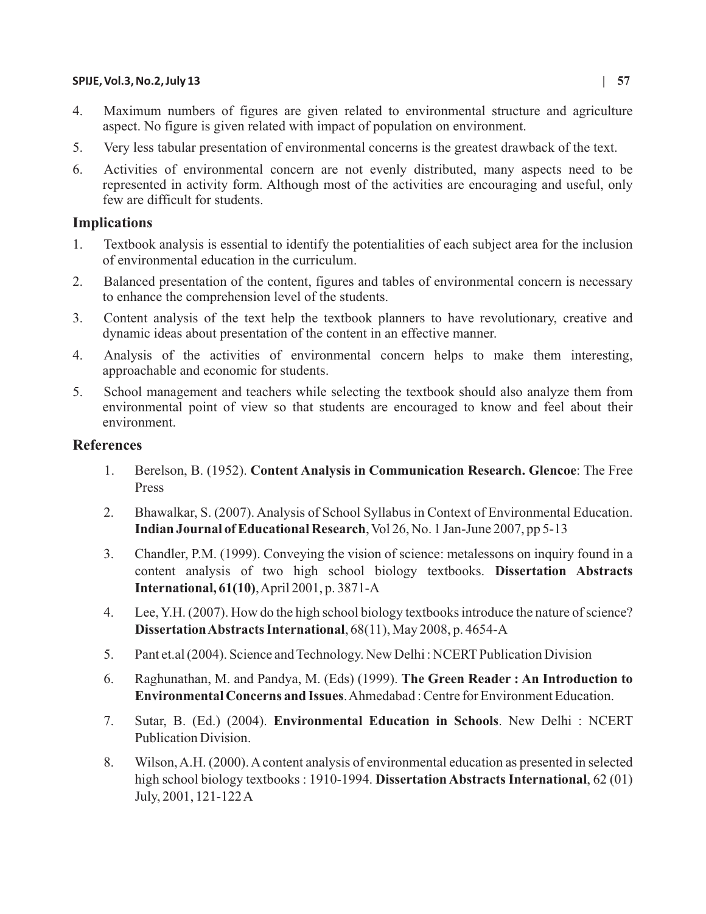4. Maximum numbers of figures are given related to environmental structure and agriculture aspect. No figure is given related with impact of population on environment.
5. Very less tabular presentation of environmental concerns is the greatest drawback of the text.
6. Activities of environmental concern are not evenly distributed, many aspects need to be represented in activity form. Although most of the activities are encouraging and useful, only few are difficult for students.

## Implications

1. Textbook analysis is essential to identify the potentialities of each subject area for the inclusion of environmental education in the curriculum.
2. Balanced presentation of the content, figures and tables of environmental concern is necessary to enhance the comprehension level of the students.
3. Content analysis of the text help the textbook planners to have revolutionary, creative and dynamic ideas about presentation of the content in an effective manner.
4. Analysis of the activities of environmental concern helps to make them interesting, approachable and economic for students.
5. School management and teachers while selecting the textbook should also analyze them from environmental point of view so that students are encouraged to know and feel about their environment.

## References

1. Berelson, B. (1952). **Content Analysis in Communication Research. Glencoe**: The Free Press
2. Bhawalkar, S. (2007). Analysis of School Syllabus in Context of Environmental Education. **Indian Journal of Educational Research**, Vol 26, No. 1 Jan-June 2007, pp 5-13
3. Chandler, P.M. (1999). Conveying the vision of science: metalessons on inquiry found in a content analysis of two high school biology textbooks. **Dissertation Abstracts International, 61(10)**, April 2001, p. 3871-A
4. Lee, Y.H. (2007). How do the high school biology textbooks introduce the nature of science? **Dissertation Abstracts International**, 68(11), May 2008, p. 4654-A
5. Pant et.al (2004). Science and Technology. New Delhi : NCERT Publication Division
6. Raghunathan, M. and Pandya, M. (Eds) (1999). **The Green Reader : An Introduction to Environmental Concerns and Issues**. Ahmedabad : Centre for Environment Education.
7. Sutar, B. (Ed.) (2004). **Environmental Education in Schools**. New Delhi : NCERT Publication Division.
8. Wilson, A.H. (2000). A content analysis of environmental education as presented in selected high school biology textbooks : 1910-1994. **Dissertation Abstracts International**, 62 (01) July, 2001, 121-122 A